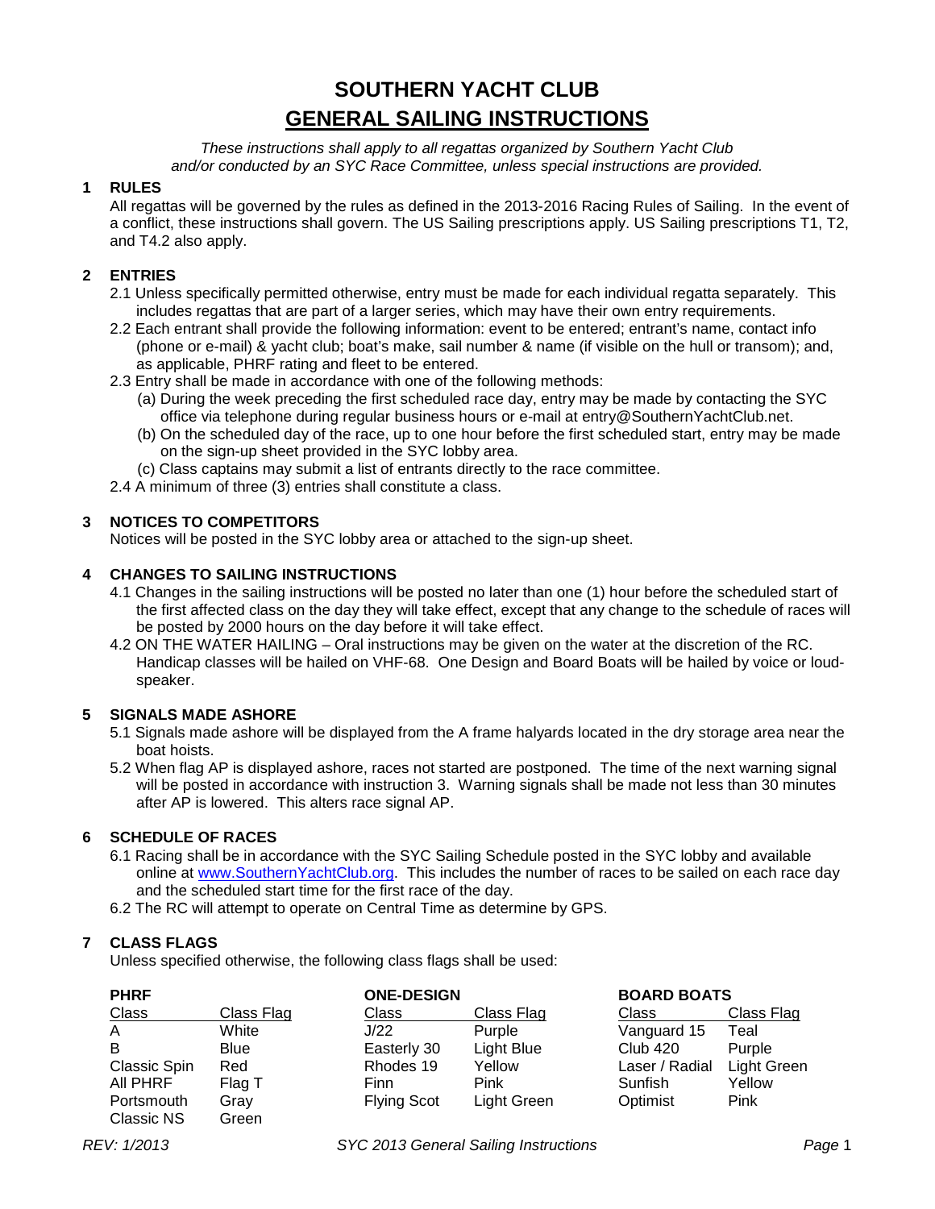# SOUTHERN YACHT CLUB
# GENERAL SAILING INSTRUCTIONS

*These instructions shall apply to all regattas organized by Southern Yacht Club and/or conducted by an SYC Race Committee, unless special instructions are provided.*

## 1 RULES

All regattas will be governed by the rules as defined in the 2013-2016 Racing Rules of Sailing. In the event of a conflict, these instructions shall govern. The US Sailing prescriptions apply. US Sailing prescriptions T1, T2, and T4.2 also apply.

## 2 ENTRIES

2.1 Unless specifically permitted otherwise, entry must be made for each individual regatta separately. This includes regattas that are part of a larger series, which may have their own entry requirements.

2.2 Each entrant shall provide the following information: event to be entered; entrant's name, contact info (phone or e-mail) & yacht club; boat's make, sail number & name (if visible on the hull or transom); and, as applicable, PHRF rating and fleet to be entered.

2.3 Entry shall be made in accordance with one of the following methods:

(a) During the week preceding the first scheduled race day, entry may be made by contacting the SYC office via telephone during regular business hours or e-mail at entry@SouthernYachtClub.net.

(b) On the scheduled day of the race, up to one hour before the first scheduled start, entry may be made on the sign-up sheet provided in the SYC lobby area.

(c) Class captains may submit a list of entrants directly to the race committee.

2.4 A minimum of three (3) entries shall constitute a class.

## 3 NOTICES TO COMPETITORS

Notices will be posted in the SYC lobby area or attached to the sign-up sheet.

## 4 CHANGES TO SAILING INSTRUCTIONS

4.1 Changes in the sailing instructions will be posted no later than one (1) hour before the scheduled start of the first affected class on the day they will take effect, except that any change to the schedule of races will be posted by 2000 hours on the day before it will take effect.

4.2 ON THE WATER HAILING – Oral instructions may be given on the water at the discretion of the RC. Handicap classes will be hailed on VHF-68. One Design and Board Boats will be hailed by voice or loud-speaker.

## 5 SIGNALS MADE ASHORE

5.1 Signals made ashore will be displayed from the A frame halyards located in the dry storage area near the boat hoists.

5.2 When flag AP is displayed ashore, races not started are postponed. The time of the next warning signal will be posted in accordance with instruction 3. Warning signals shall be made not less than 30 minutes after AP is lowered. This alters race signal AP.

## 6 SCHEDULE OF RACES

6.1 Racing shall be in accordance with the SYC Sailing Schedule posted in the SYC lobby and available online at www.SouthernYachtClub.org. This includes the number of races to be sailed on each race day and the scheduled start time for the first race of the day.

6.2 The RC will attempt to operate on Central Time as determine by GPS.

## 7 CLASS FLAGS

Unless specified otherwise, the following class flags shall be used:

**PHRF**

| Class | Class Flag |
|---|---|
| A | White |
| B | Blue |
| Classic Spin | Red |
| All PHRF | Flag T |
| Portsmouth | Gray |
| Classic NS | Green |

**ONE-DESIGN**

| Class | Class Flag |
|---|---|
| J/22 | Purple |
| Easterly 30 | Light Blue |
| Rhodes 19 | Yellow |
| Finn | Pink |
| Flying Scot | Light Green |

**BOARD BOATS**

| Class | Class Flag |
|---|---|
| Vanguard 15 | Teal |
| Club 420 | Purple |
| Laser / Radial | Light Green |
| Sunfish | Yellow |
| Optimist | Pink |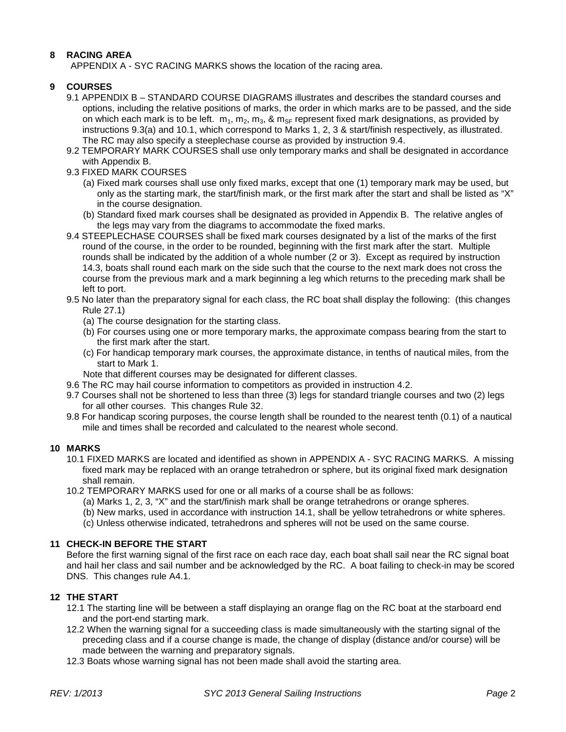## 8 RACING AREA

APPENDIX A - SYC RACING MARKS shows the location of the racing area.

## 9 COURSES

9.1 APPENDIX B – STANDARD COURSE DIAGRAMS illustrates and describes the standard courses and options, including the relative positions of marks, the order in which marks are to be passed, and the side on which each mark is to be left. $m_1$, $m_2$, $m_3$, & $m_{SF}$ represent fixed mark designations, as provided by instructions 9.3(a) and 10.1, which correspond to Marks 1, 2, 3 & start/finish respectively, as illustrated. The RC may also specify a steeplechase course as provided by instruction 9.4.

9.2 TEMPORARY MARK COURSES shall use only temporary marks and shall be designated in accordance with Appendix B.

9.3 FIXED MARK COURSES

- (a) Fixed mark courses shall use only fixed marks, except that one (1) temporary mark may be used, but only as the starting mark, the start/finish mark, or the first mark after the start and shall be listed as "X" in the course designation.
- (b) Standard fixed mark courses shall be designated as provided in Appendix B. The relative angles of the legs may vary from the diagrams to accommodate the fixed marks.

9.4 STEEPLECHASE COURSES shall be fixed mark courses designated by a list of the marks of the first round of the course, in the order to be rounded, beginning with the first mark after the start. Multiple rounds shall be indicated by the addition of a whole number (2 or 3). Except as required by instruction 14.3, boats shall round each mark on the side such that the course to the next mark does not cross the course from the previous mark and a mark beginning a leg which returns to the preceding mark shall be left to port.

9.5 No later than the preparatory signal for each class, the RC boat shall display the following: (this changes Rule 27.1)

- (a) The course designation for the starting class.
- (b) For courses using one or more temporary marks, the approximate compass bearing from the start to the first mark after the start.
- (c) For handicap temporary mark courses, the approximate distance, in tenths of nautical miles, from the start to Mark 1.

Note that different courses may be designated for different classes.

9.6 The RC may hail course information to competitors as provided in instruction 4.2.

9.7 Courses shall not be shortened to less than three (3) legs for standard triangle courses and two (2) legs for all other courses. This changes Rule 32.

9.8 For handicap scoring purposes, the course length shall be rounded to the nearest tenth (0.1) of a nautical mile and times shall be recorded and calculated to the nearest whole second.

## 10 MARKS

10.1 FIXED MARKS are located and identified as shown in APPENDIX A - SYC RACING MARKS. A missing fixed mark may be replaced with an orange tetrahedron or sphere, but its original fixed mark designation shall remain.

10.2 TEMPORARY MARKS used for one or all marks of a course shall be as follows:

- (a) Marks 1, 2, 3, "X" and the start/finish mark shall be orange tetrahedrons or orange spheres.
- (b) New marks, used in accordance with instruction 14.1, shall be yellow tetrahedrons or white spheres.
- (c) Unless otherwise indicated, tetrahedrons and spheres will not be used on the same course.

## 11 CHECK-IN BEFORE THE START

Before the first warning signal of the first race on each race day, each boat shall sail near the RC signal boat and hail her class and sail number and be acknowledged by the RC. A boat failing to check-in may be scored DNS. This changes rule A4.1.

## 12 THE START

12.1 The starting line will be between a staff displaying an orange flag on the RC boat at the starboard end and the port-end starting mark.

12.2 When the warning signal for a succeeding class is made simultaneously with the starting signal of the preceding class and if a course change is made, the change of display (distance and/or course) will be made between the warning and preparatory signals.

12.3 Boats whose warning signal has not been made shall avoid the starting area.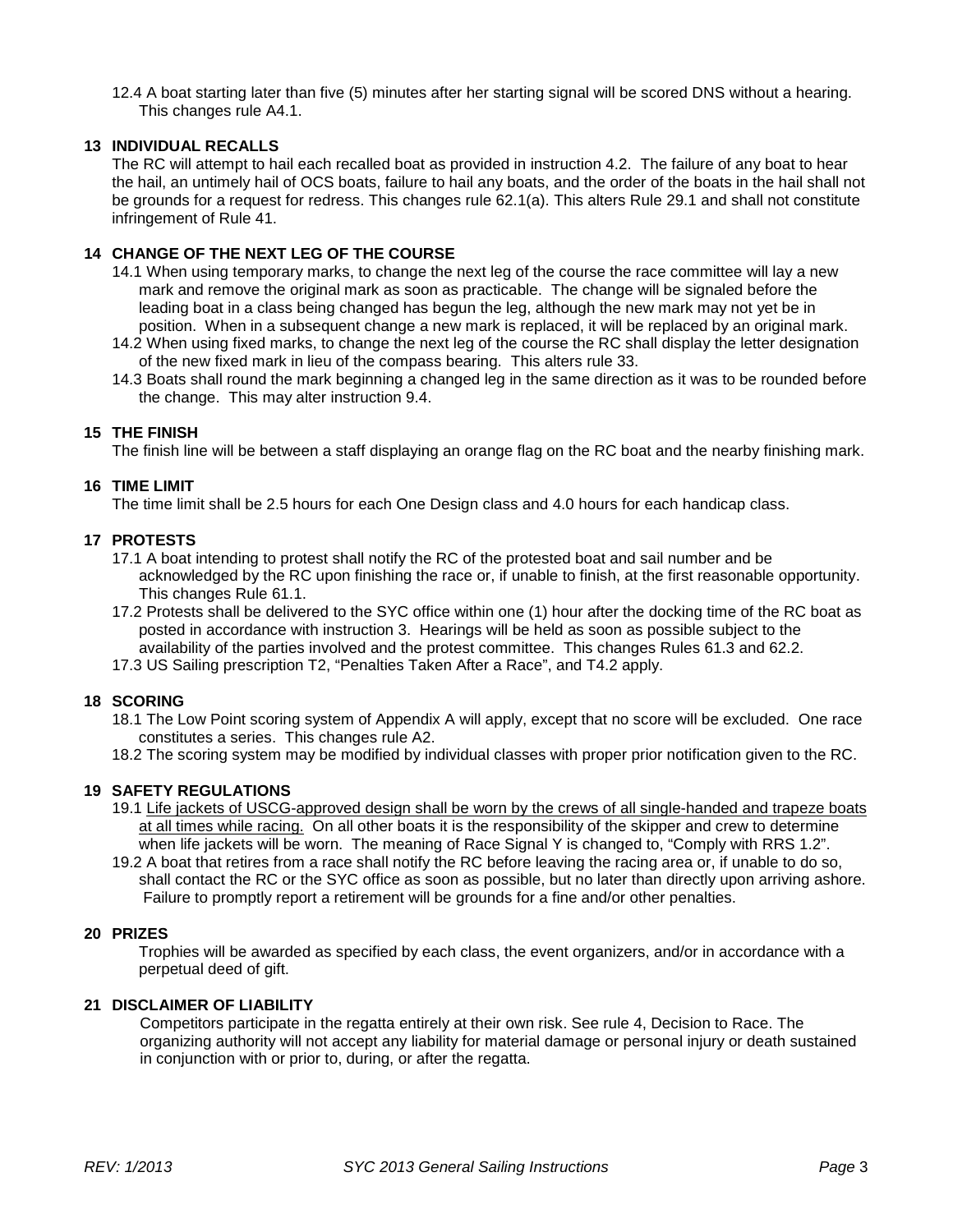12.4 A boat starting later than five (5) minutes after her starting signal will be scored DNS without a hearing. This changes rule A4.1.

## 13 INDIVIDUAL RECALLS

The RC will attempt to hail each recalled boat as provided in instruction 4.2. The failure of any boat to hear the hail, an untimely hail of OCS boats, failure to hail any boats, and the order of the boats in the hail shall not be grounds for a request for redress. This changes rule 62.1(a). This alters Rule 29.1 and shall not constitute infringement of Rule 41.

## 14 CHANGE OF THE NEXT LEG OF THE COURSE

14.1 When using temporary marks, to change the next leg of the course the race committee will lay a new mark and remove the original mark as soon as practicable. The change will be signaled before the leading boat in a class being changed has begun the leg, although the new mark may not yet be in position. When in a subsequent change a new mark is replaced, it will be replaced by an original mark.

14.2 When using fixed marks, to change the next leg of the course the RC shall display the letter designation of the new fixed mark in lieu of the compass bearing. This alters rule 33.

14.3 Boats shall round the mark beginning a changed leg in the same direction as it was to be rounded before the change. This may alter instruction 9.4.

## 15 THE FINISH

The finish line will be between a staff displaying an orange flag on the RC boat and the nearby finishing mark.

## 16 TIME LIMIT

The time limit shall be 2.5 hours for each One Design class and 4.0 hours for each handicap class.

## 17 PROTESTS

17.1 A boat intending to protest shall notify the RC of the protested boat and sail number and be acknowledged by the RC upon finishing the race or, if unable to finish, at the first reasonable opportunity. This changes Rule 61.1.

17.2 Protests shall be delivered to the SYC office within one (1) hour after the docking time of the RC boat as posted in accordance with instruction 3. Hearings will be held as soon as possible subject to the availability of the parties involved and the protest committee. This changes Rules 61.3 and 62.2.

17.3 US Sailing prescription T2, "Penalties Taken After a Race", and T4.2 apply.

## 18 SCORING

18.1 The Low Point scoring system of Appendix A will apply, except that no score will be excluded. One race constitutes a series. This changes rule A2.

18.2 The scoring system may be modified by individual classes with proper prior notification given to the RC.

## 19 SAFETY REGULATIONS

19.1 <u>Life jackets of USCG-approved design shall be worn by the crews of all single-handed and trapeze boats at all times while racing.</u> On all other boats it is the responsibility of the skipper and crew to determine when life jackets will be worn. The meaning of Race Signal Y is changed to, "Comply with RRS 1.2".

19.2 A boat that retires from a race shall notify the RC before leaving the racing area or, if unable to do so, shall contact the RC or the SYC office as soon as possible, but no later than directly upon arriving ashore. Failure to promptly report a retirement will be grounds for a fine and/or other penalties.

## 20 PRIZES

Trophies will be awarded as specified by each class, the event organizers, and/or in accordance with a perpetual deed of gift.

## 21 DISCLAIMER OF LIABILITY

Competitors participate in the regatta entirely at their own risk. See rule 4, Decision to Race. The organizing authority will not accept any liability for material damage or personal injury or death sustained in conjunction with or prior to, during, or after the regatta.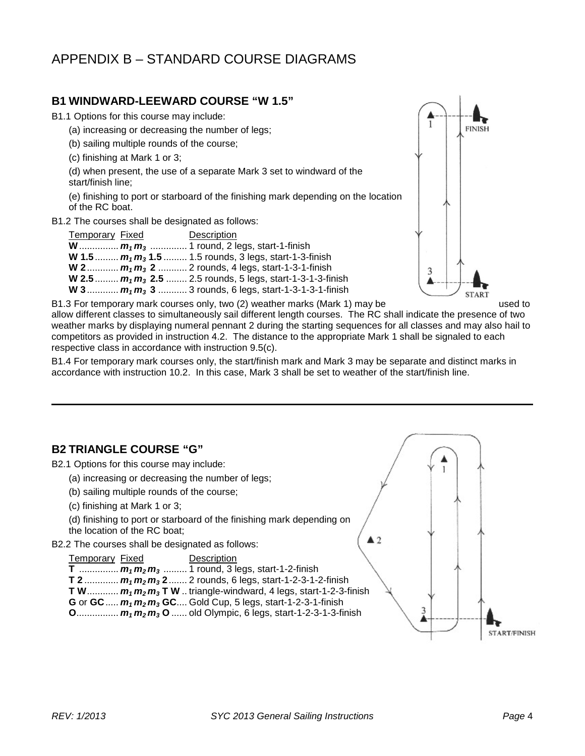# APPENDIX B – STANDARD COURSE DIAGRAMS

## B1 WINDWARD-LEEWARD COURSE "W 1.5"

B1.1 Options for this course may include:

(a) increasing or decreasing the number of legs;

(b) sailing multiple rounds of the course;

(c) finishing at Mark 1 or 3;

(d) when present, the use of a separate Mark 3 set to windward of the start/finish line;

(e) finishing to port or starboard of the finishing mark depending on the location of the RC boat.

B1.2 The courses shall be designated as follows:

| Temporary | Fixed | Description |
|---|---|---|
| **W** | ***$m_1$ $m_3$*** | 1 round, 2 legs, start-1-finish |
| **W 1.5** | ***$m_1$ $m_3$* 1.5** | 1.5 rounds, 3 legs, start-1-3-finish |
| **W 2** | ***$m_1$ $m_3$* 2** | 2 rounds, 4 legs, start-1-3-1-finish |
| **W 2.5** | ***$m_1$ $m_3$* 2.5** | 2.5 rounds, 5 legs, start-1-3-1-3-finish |
| **W 3** | ***$m_1$ $m_3$* 3** | 3 rounds, 6 legs, start-1-3-1-3-1-finish |

B1.3 For temporary mark courses only, two (2) weather marks (Mark 1) may be used to allow different classes to simultaneously sail different length courses. The RC shall indicate the presence of two weather marks by displaying numeral pennant 2 during the starting sequences for all classes and may also hail to competitors as provided in instruction 4.2. The distance to the appropriate Mark 1 shall be signaled to each respective class in accordance with instruction 9.5(c).

B1.4 For temporary mark courses only, the start/finish mark and Mark 3 may be separate and distinct marks in accordance with instruction 10.2. In this case, Mark 3 shall be set to weather of the start/finish line.

---

## B2 TRIANGLE COURSE "G"

B2.1 Options for this course may include:

(a) increasing or decreasing the number of legs;

(b) sailing multiple rounds of the course;

(c) finishing at Mark 1 or 3;

(d) finishing to port or starboard of the finishing mark depending on the location of the RC boat;

B2.2 The courses shall be designated as follows:

| Temporary | Fixed | Description |
|---|---|---|
| **T** | ***$m_1$ $m_2$ $m_3$*** | 1 round, 3 legs, start-1-2-finish |
| **T 2** | ***$m_1$ $m_2$ $m_3$* 2** | 2 rounds, 6 legs, start-1-2-3-1-2-finish |
| **T W** | ***$m_1$ $m_2$ $m_3$* T W** | triangle-windward, 4 legs, start-1-2-3-finish |
| **G** or **GC** | ***$m_1$ $m_2$ $m_3$* GC** | Gold Cup, 5 legs, start-1-2-3-1-finish |
| **O** | ***$m_1$ $m_2$ $m_3$* O** | old Olympic, 6 legs, start-1-2-3-1-3-finish |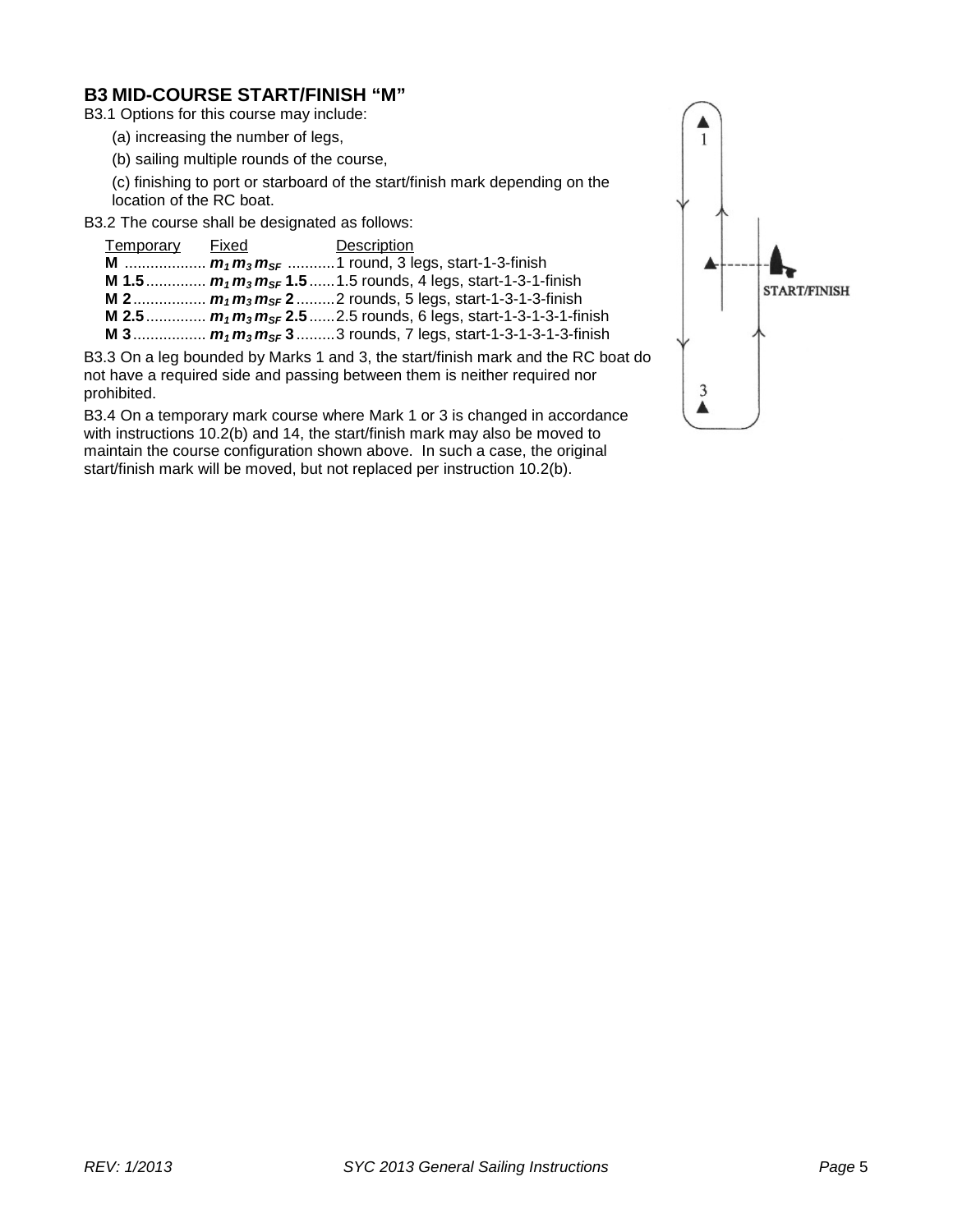## B3 MID-COURSE START/FINISH "M"

B3.1 Options for this course may include:

(a) increasing the number of legs,

(b) sailing multiple rounds of the course,

(c) finishing to port or starboard of the start/finish mark depending on the location of the RC boat.

B3.2 The course shall be designated as follows:

| Temporary | Fixed | Description |
|---|---|---|
| **M** | $m_1 m_3 m_{SF}$ | 1 round, 3 legs, start-1-3-finish |
| **M 1.5** | $m_1 m_3 m_{SF}$ **1.5** | 1.5 rounds, 4 legs, start-1-3-1-finish |
| **M 2** | $m_1 m_3 m_{SF}$ **2** | 2 rounds, 5 legs, start-1-3-1-3-finish |
| **M 2.5** | $m_1 m_3 m_{SF}$ **2.5** | 2.5 rounds, 6 legs, start-1-3-1-3-1-finish |
| **M 3** | $m_1 m_3 m_{SF}$ **3** | 3 rounds, 7 legs, start-1-3-1-3-1-3-finish |

B3.3 On a leg bounded by Marks 1 and 3, the start/finish mark and the RC boat do not have a required side and passing between them is neither required nor prohibited.

B3.4 On a temporary mark course where Mark 1 or 3 is changed in accordance with instructions 10.2(b) and 14, the start/finish mark may also be moved to maintain the course configuration shown above. In such a case, the original start/finish mark will be moved, but not replaced per instruction 10.2(b).

1

START/FINISH

3